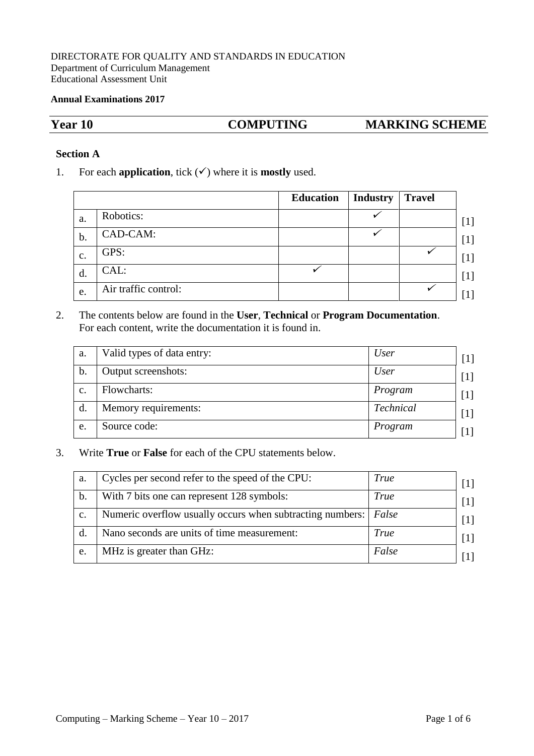DIRECTORATE FOR QUALITY AND STANDARDS IN EDUCATION
Department of Curriculum Management
Educational Assessment Unit

**Annual Examinations 2017**

## Year 10 — COMPUTING — MARKING SCHEME

### Section A

1. For each **application**, tick (✓) where it is **mostly** used.

| | | Education | Industry | Travel | |
|---|---|---|---|---|---|
| a. | Robotics: | | ✓ | | [1] |
| b. | CAD-CAM: | | ✓ | | [1] |
| c. | GPS: | | | ✓ | [1] |
| d. | CAL: | ✓ | | | [1] |
| e. | Air traffic control: | | | ✓ | [1] |

2. The contents below are found in the **User**, **Technical** or **Program Documentation**.
   For each content, write the documentation it is found in.

| | | | |
|---|---|---|---|
| a. | Valid types of data entry: | *User* | [1] |
| b. | Output screenshots: | *User* | [1] |
| c. | Flowcharts: | *Program* | [1] |
| d. | Memory requirements: | *Technical* | [1] |
| e. | Source code: | *Program* | [1] |

3. Write **True** or **False** for each of the CPU statements below.

| | | | |
|---|---|---|---|
| a. | Cycles per second refer to the speed of the CPU: | *True* | [1] |
| b. | With 7 bits one can represent 128 symbols: | *True* | [1] |
| c. | Numeric overflow usually occurs when subtracting numbers: | *False* | [1] |
| d. | Nano seconds are units of time measurement: | *True* | [1] |
| e. | MHz is greater than GHz: | *False* | [1] |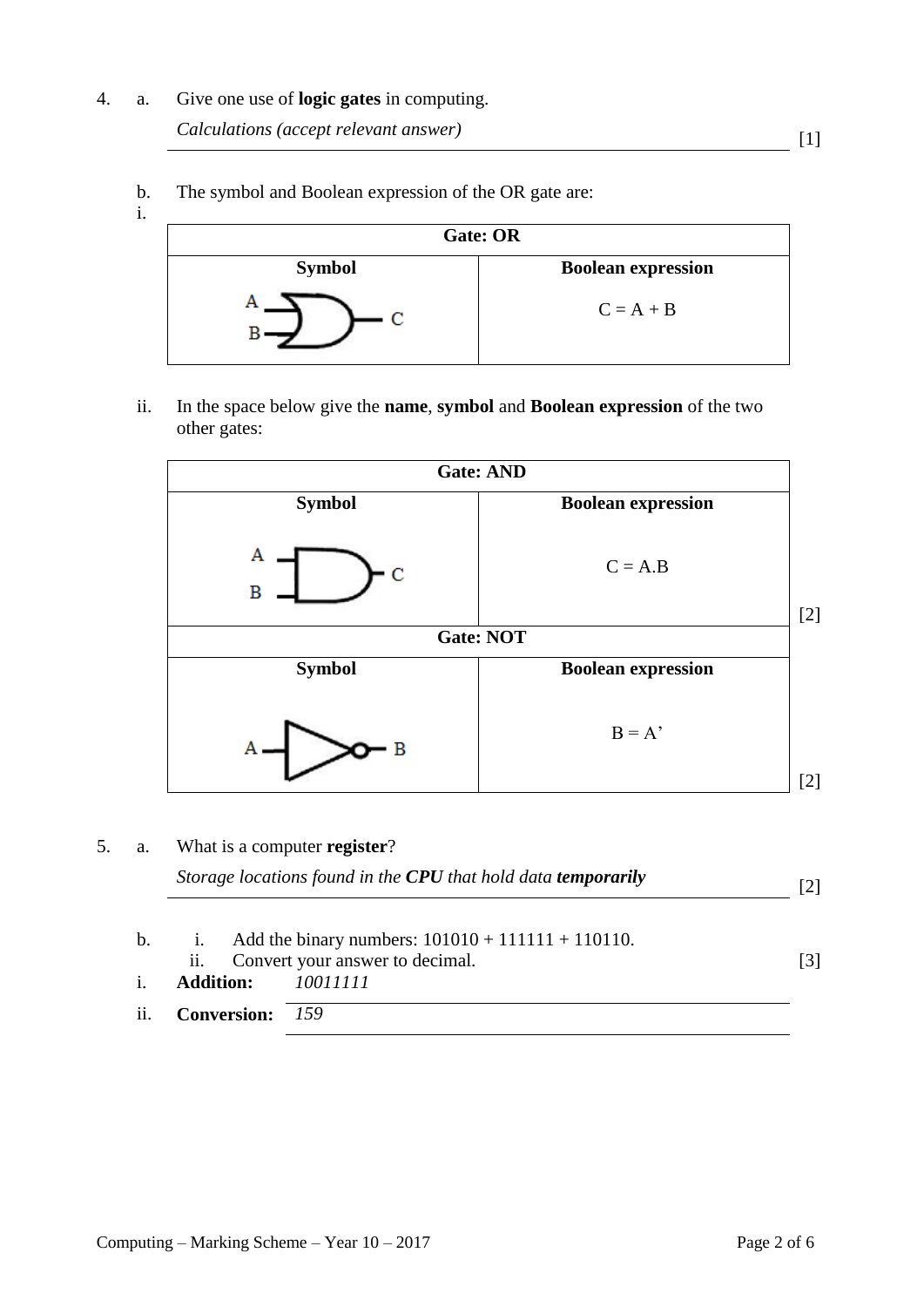4. a. Give one use of **logic gates** in computing.

*Calculations (accept relevant answer)* [1]

b. The symbol and Boolean expression of the OR gate are:

i.

| Gate: OR | |
|---|---|
| **Symbol** | **Boolean expression** |
| A, B → C | C = A + B |

ii. In the space below give the **name**, **symbol** and **Boolean expression** of the two other gates:

| Gate: AND | |
|---|---|
| **Symbol** | **Boolean expression** |
| A, B → C | C = A.B |

[2]

| Gate: NOT | |
|---|---|
| **Symbol** | **Boolean expression** |
| A → B | B = A' |

[2]

5. a. What is a computer **register**?

*Storage locations found in the* ***CPU*** *that hold data* ***temporarily*** [2]

b. i. Add the binary numbers: 101010 + 111111 + 110110.
ii. Convert your answer to decimal. [3]

i. **Addition:** *10011111*

ii. **Conversion:** *159*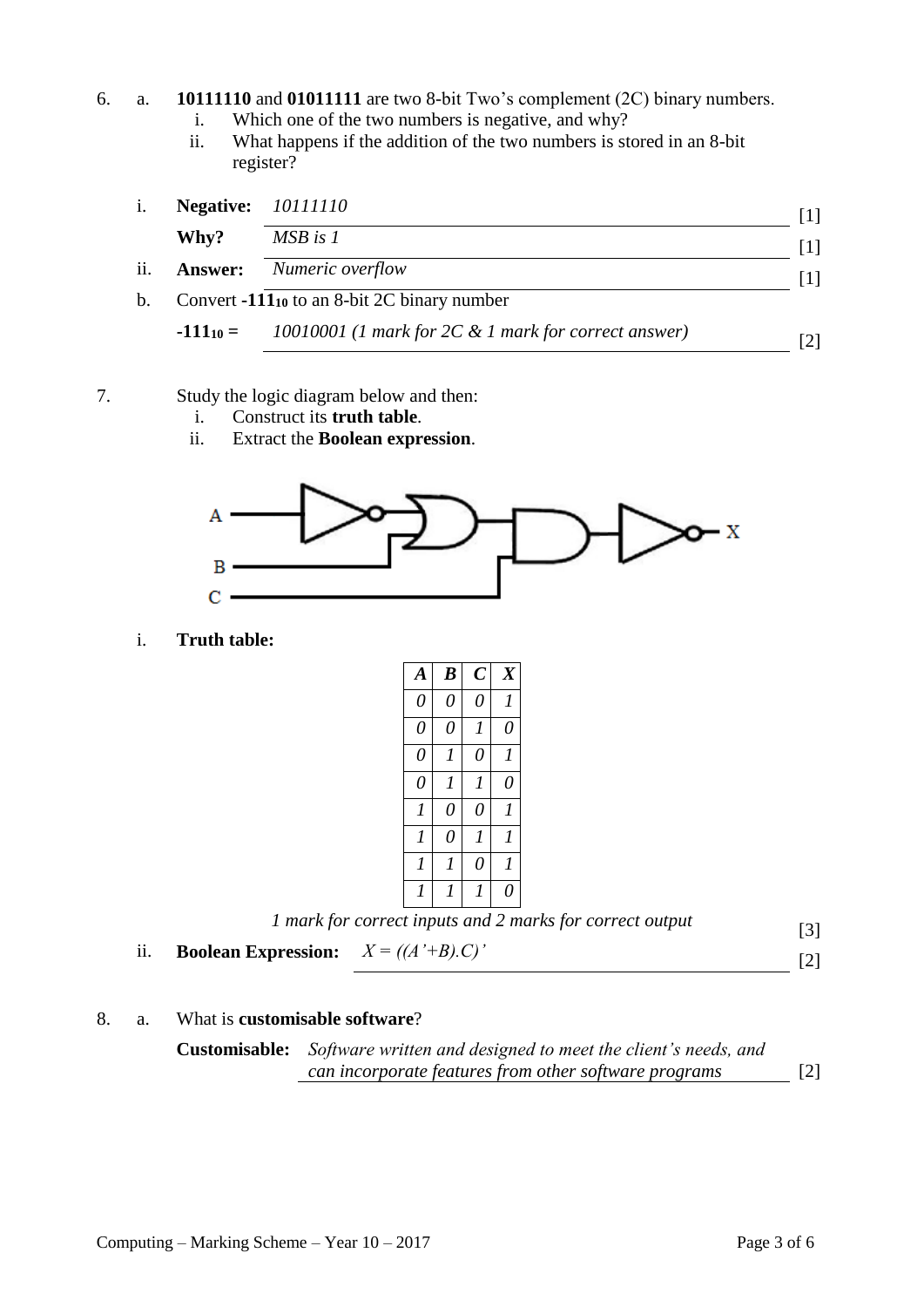6. a. **10111110** and **01011111** are two 8-bit Two's complement (2C) binary numbers.
   i. Which one of the two numbers is negative, and why?
   ii. What happens if the addition of the two numbers is stored in an 8-bit register?

   i. **Negative:** *10111110* [1]

   **Why?** *MSB is 1* [1]

   ii. **Answer:** *Numeric overflow* [1]

   b. Convert **-111**$_{10}$ to an 8-bit 2C binary number

   **-111**$_{10}$ **=** *10010001 (1 mark for 2C & 1 mark for correct answer)* [2]

7. Study the logic diagram below and then:
   i. Construct its **truth table**.
   ii. Extract the **Boolean expression**.

   i. **Truth table:**

| *A* | *B* | *C* | *X* |
|---|---|---|---|
| *0* | *0* | *0* | *1* |
| *0* | *0* | *1* | *0* |
| *0* | *1* | *0* | *1* |
| *0* | *1* | *1* | *0* |
| *1* | *0* | *0* | *1* |
| *1* | *0* | *1* | *1* |
| *1* | *1* | *0* | *1* |
| *1* | *1* | *1* | *0* |

*1 mark for correct inputs and 2 marks for correct output* [3]

   ii. **Boolean Expression:** *X = ((A'+B).C)'* [2]

8. a. What is **customisable software**?

   **Customisable:** *Software written and designed to meet the client's needs, and can incorporate features from other software programs* [2]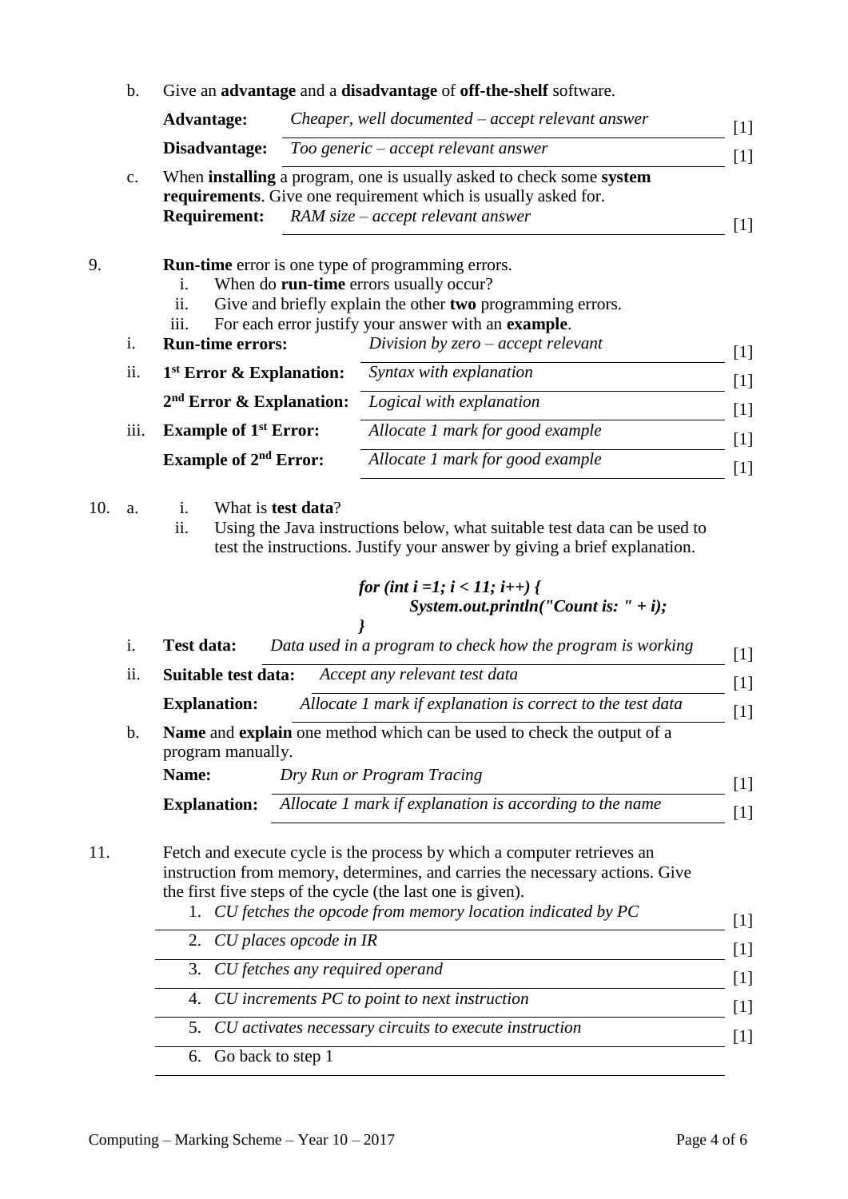b. Give an **advantage** and a **disadvantage** of **off-the-shelf** software.

**Advantage:** *Cheaper, well documented – accept relevant answer* [1]

**Disadvantage:** *Too generic – accept relevant answer* [1]

c. When **installing** a program, one is usually asked to check some **system requirements**. Give one requirement which is usually asked for.

**Requirement:** *RAM size – accept relevant answer* [1]

9. **Run-time** error is one type of programming errors.

   i. When do **run-time** errors usually occur?
   ii. Give and briefly explain the other **two** programming errors.
   iii. For each error justify your answer with an **example**.

i. **Run-time errors:** *Division by zero – accept relevant* [1]

ii. **1st Error & Explanation:** *Syntax with explanation* [1]

**2nd Error & Explanation:** *Logical with explanation* [1]

iii. **Example of 1st Error:** *Allocate 1 mark for good example* [1]

**Example of 2nd Error:** *Allocate 1 mark for good example* [1]

10. a.

   i. What is **test data**?
   ii. Using the Java instructions below, what suitable test data can be used to test the instructions. Justify your answer by giving a brief explanation.

```
for (int i =1; i < 11; i++) {
        System.out.println("Count is: " + i);
}
```

i. **Test data:** *Data used in a program to check how the program is working* [1]

ii. **Suitable test data:** *Accept any relevant test data* [1]

**Explanation:** *Allocate 1 mark if explanation is correct to the test data* [1]

b. **Name** and **explain** one method which can be used to check the output of a program manually.

**Name:** *Dry Run or Program Tracing* [1]

**Explanation:** *Allocate 1 mark if explanation is according to the name* [1]

11. Fetch and execute cycle is the process by which a computer retrieves an instruction from memory, determines, and carries the necessary actions. Give the first five steps of the cycle (the last one is given).

1. *CU fetches the opcode from memory location indicated by PC* [1]
2. *CU places opcode in IR* [1]
3. *CU fetches any required operand* [1]
4. *CU increments PC to point to next instruction* [1]
5. *CU activates necessary circuits to execute instruction* [1]
6. Go back to step 1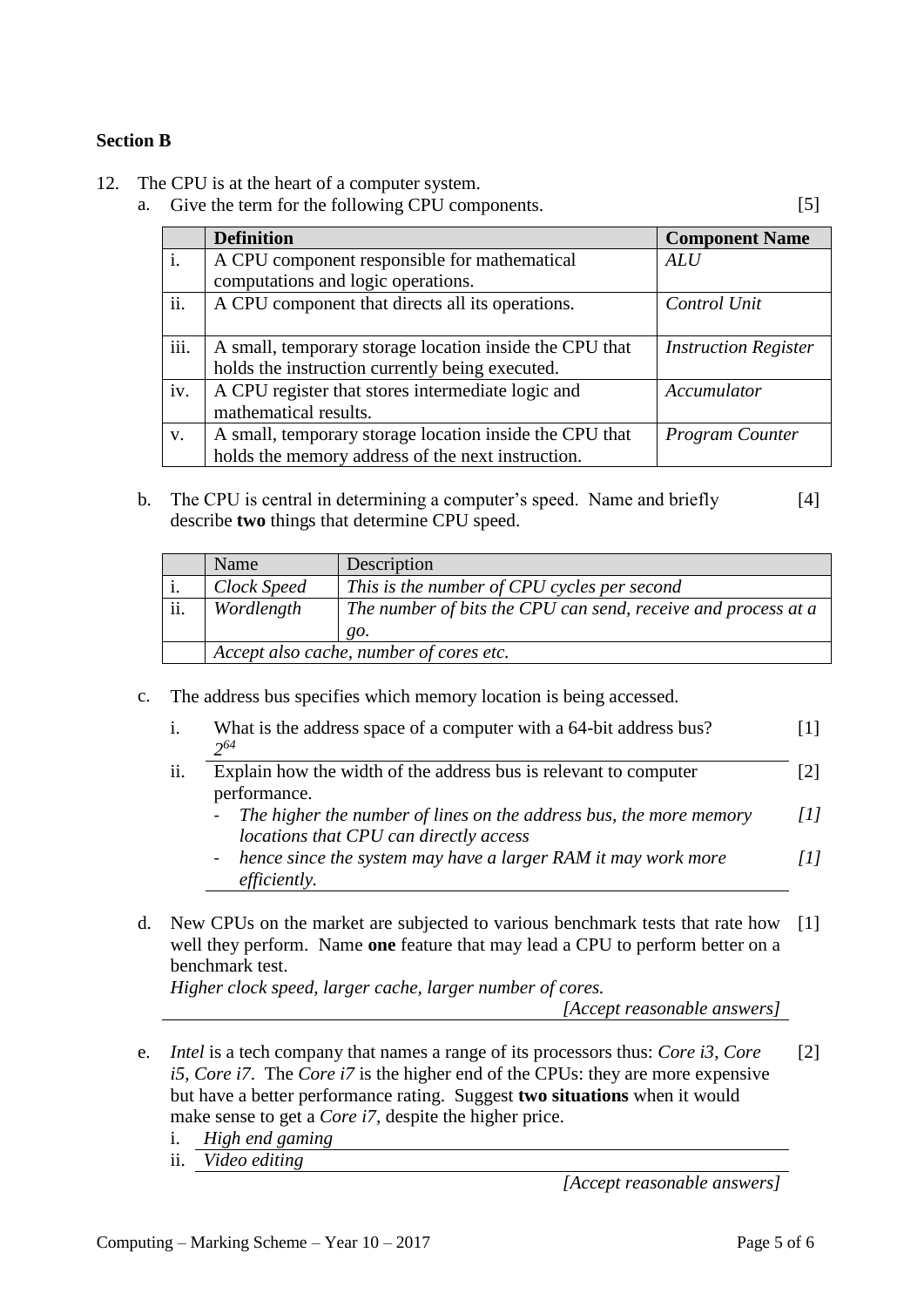### Section B

12. The CPU is at the heart of a computer system.

a. Give the term for the following CPU components. [5]

| | Definition | Component Name |
|---|---|---|
| i. | A CPU component responsible for mathematical computations and logic operations. | *ALU* |
| ii. | A CPU component that directs all its operations. | *Control Unit* |
| iii. | A small, temporary storage location inside the CPU that holds the instruction currently being executed. | *Instruction Register* |
| iv. | A CPU register that stores intermediate logic and mathematical results. | *Accumulator* |
| v. | A small, temporary storage location inside the CPU that holds the memory address of the next instruction. | *Program Counter* |

b. The CPU is central in determining a computer's speed. Name and briefly describe **two** things that determine CPU speed. [4]

| | Name | Description |
|---|---|---|
| i. | *Clock Speed* | *This is the number of CPU cycles per second* |
| ii. | *Wordlength* | *The number of bits the CPU can send, receive and process at a go.* |
| | *Accept also cache, number of cores etc.* | |

c. The address bus specifies which memory location is being accessed.

i. What is the address space of a computer with a 64-bit address bus? [1]

$2^{64}$

ii. Explain how the width of the address bus is relevant to computer performance. [2]

- *The higher the number of lines on the address bus, the more memory locations that CPU can directly access* *[1]*
- *hence since the system may have a larger RAM it may work more efficiently.* *[1]*

d. New CPUs on the market are subjected to various benchmark tests that rate how well they perform. Name **one** feature that may lead a CPU to perform better on a benchmark test. [1]

*Higher clock speed, larger cache, larger number of cores.*

*[Accept reasonable answers]*

e. *Intel* is a tech company that names a range of its processors thus: *Core i3*, *Core i5*, *Core i7*. The *Core i7* is the higher end of the CPUs: they are more expensive but have a better performance rating. Suggest **two situations** when it would make sense to get a *Core i7*, despite the higher price. [2]

i. *High end gaming*

ii. *Video editing*

*[Accept reasonable answers]*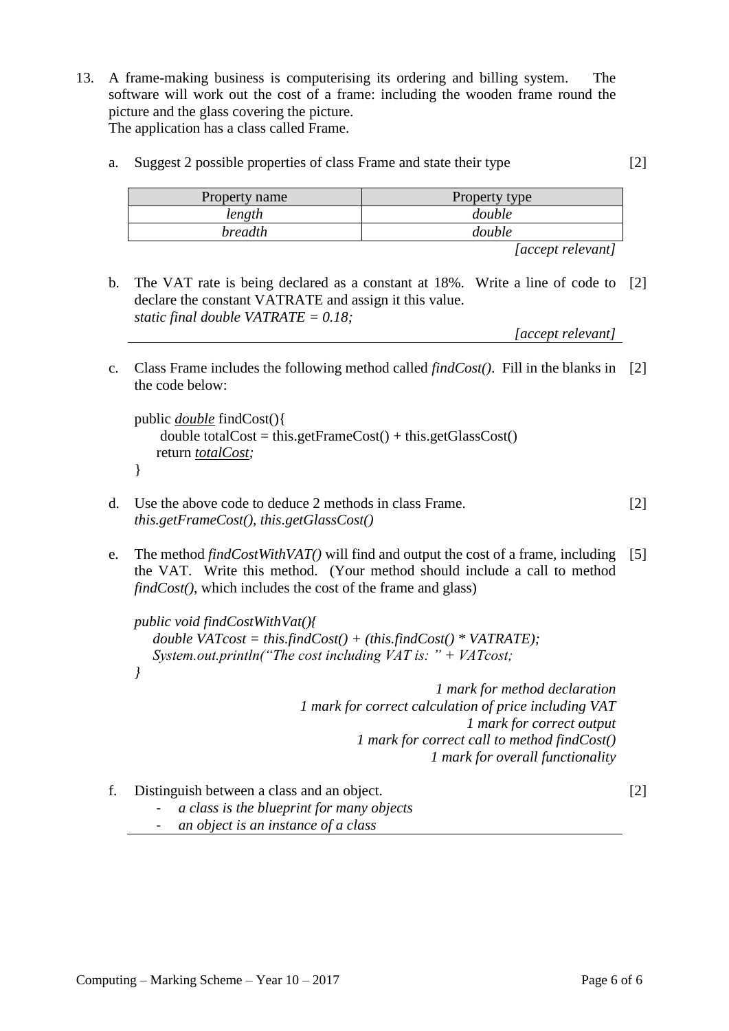13. A frame-making business is computerising its ordering and billing system. The software will work out the cost of a frame: including the wooden frame round the picture and the glass covering the picture.
The application has a class called Frame.

a. Suggest 2 possible properties of class Frame and state their type [2]

| Property name | Property type |
| --- | --- |
| *length* | *double* |
| *breadth* | *double* |

*[accept relevant]*

b. The VAT rate is being declared as a constant at 18%. Write a line of code to declare the constant VATRATE and assign it this value. [2]
*static final double VATRATE = 0.18;*

*[accept relevant]*

c. Class Frame includes the following method called *findCost()*. Fill in the blanks in the code below: [2]

```
public double findCost(){
     double totalCost = this.getFrameCost() + this.getGlassCost()
    return totalCost;
}
```

d. Use the above code to deduce 2 methods in class Frame. [2]
*this.getFrameCost(), this.getGlassCost()*

e. The method *findCostWithVAT()* will find and output the cost of a frame, including the VAT. Write this method. (Your method should include a call to method *findCost()*, which includes the cost of the frame and glass) [5]

```
public void findCostWithVat(){
    double VATcost = this.findCost() + (this.findCost() * VATRATE);
    System.out.println("The cost including VAT is: " + VATcost;
}
```

*1 mark for method declaration*
*1 mark for correct calculation of price including VAT*
*1 mark for correct output*
*1 mark for correct call to method findCost()*
*1 mark for overall functionality*

f. Distinguish between a class and an object. [2]
- *a class is the blueprint for many objects*
- *an object is an instance of a class*